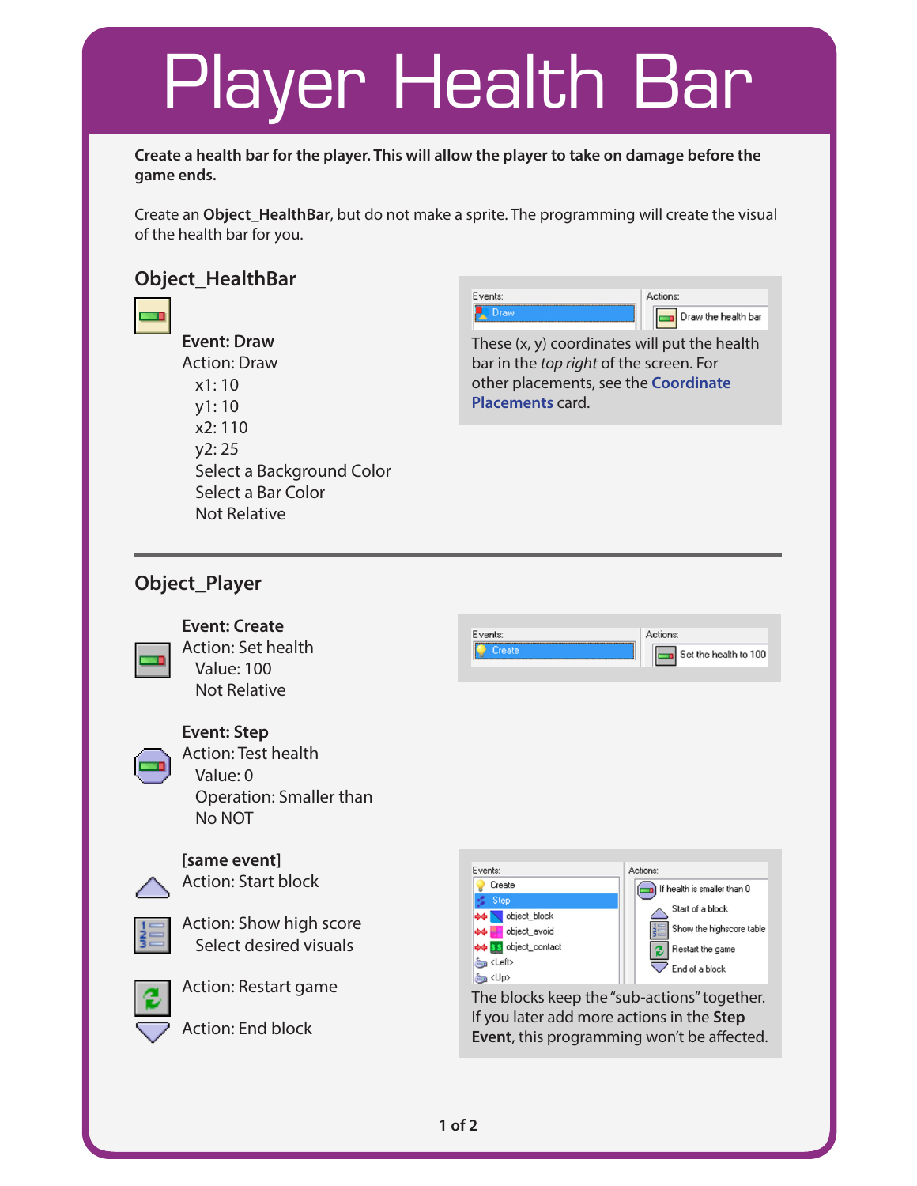# Player Health Bar

**Create a health bar for the player. This will allow the player to take on damage before the game ends.**

Create an **Object_HealthBar**, but do not make a sprite. The programming will create the visual of the health bar for you.

## Object_HealthBar

**Event: Draw**

Action: Draw

- x1: 10
- y1: 10
- x2: 110
- y2: 25
- Select a Background Color
- Select a Bar Color
- Not Relative

Events: Draw | Actions: Draw the health bar

These (x, y) coordinates will put the health bar in the *top right* of the screen. For other placements, see the **Coordinate Placements** card.

---

## Object_Player

**Event: Create**

Action: Set health

- Value: 100
- Not Relative

Events: Create | Actions: Set the health to 100

**Event: Step**

Action: Test health

- Value: 0
- Operation: Smaller than
- No NOT

**[same event]**

Action: Start block

Action: Show high score

- Select desired visuals

Action: Restart game

Action: End block

Events: Create, Step, object_block, object_avoid, object_contact, <Left>, <Up> | Actions: If health is smaller than 0, Start of a block, Show the highscore table, Restart the game, End of a block

The blocks keep the "sub-actions" together. If you later add more actions in the **Step Event**, this programming won't be affected.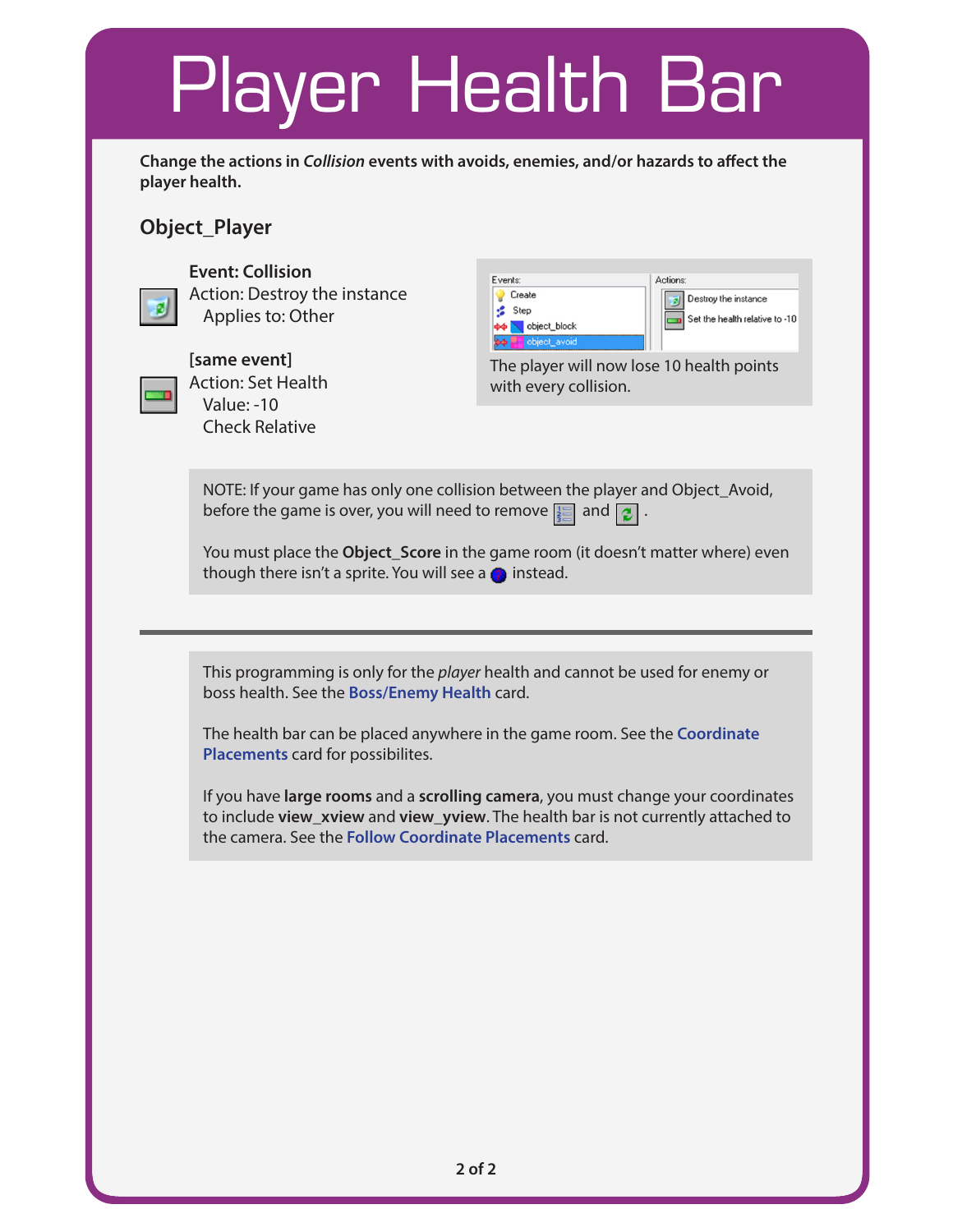# Player Health Bar

**Change the actions in *Collision* events with avoids, enemies, and/or hazards to affect the player health.**

## Object_Player

**Event: Collision**
Action: Destroy the instance
Applies to: Other

**[same event]**
Action: Set Health
Value: -10
Check Relative

Events:
Create
Step
object_block
object_avoid

Actions:
Destroy the instance
Set the health relative to -10

The player will now lose 10 health points with every collision.

NOTE: If your game has only one collision between the player and Object_Avoid, before the game is over, you will need to remove and .

You must place the **Object_Score** in the game room (it doesn't matter where) even though there isn't a sprite. You will see a instead.

---

This programming is only for the *player* health and cannot be used for enemy or boss health. See the **Boss/Enemy Health** card.

The health bar can be placed anywhere in the game room. See the **Coordinate Placements** card for possibilites.

If you have **large rooms** and a **scrolling camera**, you must change your coordinates to include **view_xview** and **view_yview**. The health bar is not currently attached to the camera. See the **Follow Coordinate Placements** card.